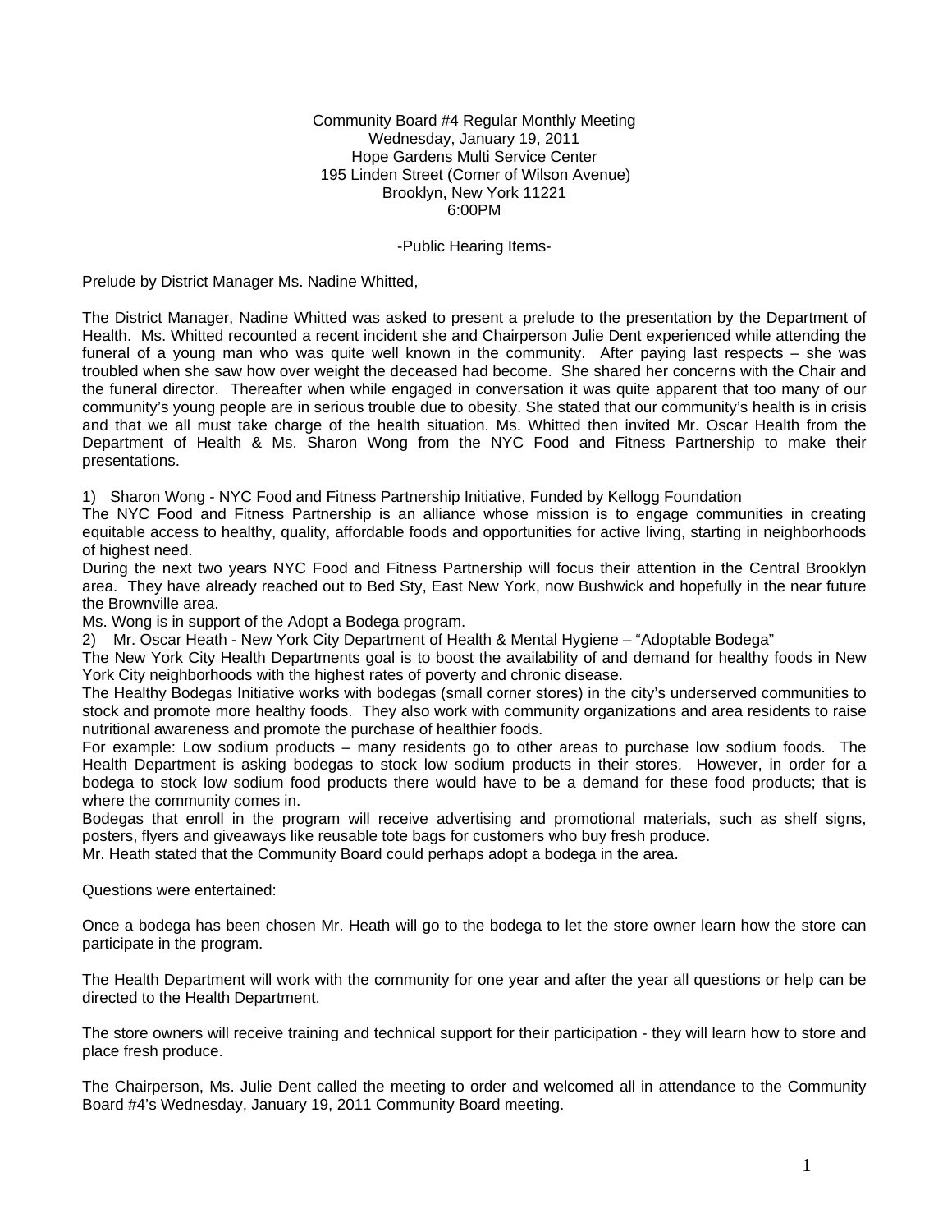Community Board #4 Regular Monthly Meeting
Wednesday, January 19, 2011
Hope Gardens Multi Service Center
195 Linden Street (Corner of Wilson Avenue)
Brooklyn, New York 11221
6:00PM

-Public Hearing Items-

Prelude by District Manager Ms. Nadine Whitted,

The District Manager, Nadine Whitted was asked to present a prelude to the presentation by the Department of Health. Ms. Whitted recounted a recent incident she and Chairperson Julie Dent experienced while attending the funeral of a young man who was quite well known in the community. After paying last respects – she was troubled when she saw how over weight the deceased had become. She shared her concerns with the Chair and the funeral director. Thereafter when while engaged in conversation it was quite apparent that too many of our community's young people are in serious trouble due to obesity. She stated that our community's health is in crisis and that we all must take charge of the health situation. Ms. Whitted then invited Mr. Oscar Health from the Department of Health & Ms. Sharon Wong from the NYC Food and Fitness Partnership to make their presentations.

1) Sharon Wong - NYC Food and Fitness Partnership Initiative, Funded by Kellogg Foundation

The NYC Food and Fitness Partnership is an alliance whose mission is to engage communities in creating equitable access to healthy, quality, affordable foods and opportunities for active living, starting in neighborhoods of highest need.

During the next two years NYC Food and Fitness Partnership will focus their attention in the Central Brooklyn area. They have already reached out to Bed Sty, East New York, now Bushwick and hopefully in the near future the Brownville area.

Ms. Wong is in support of the Adopt a Bodega program.

2) Mr. Oscar Heath - New York City Department of Health & Mental Hygiene – "Adoptable Bodega"

The New York City Health Departments goal is to boost the availability of and demand for healthy foods in New York City neighborhoods with the highest rates of poverty and chronic disease.

The Healthy Bodegas Initiative works with bodegas (small corner stores) in the city's underserved communities to stock and promote more healthy foods. They also work with community organizations and area residents to raise nutritional awareness and promote the purchase of healthier foods.

For example: Low sodium products – many residents go to other areas to purchase low sodium foods. The Health Department is asking bodegas to stock low sodium products in their stores. However, in order for a bodega to stock low sodium food products there would have to be a demand for these food products; that is where the community comes in.

Bodegas that enroll in the program will receive advertising and promotional materials, such as shelf signs, posters, flyers and giveaways like reusable tote bags for customers who buy fresh produce.

Mr. Heath stated that the Community Board could perhaps adopt a bodega in the area.

Questions were entertained:

Once a bodega has been chosen Mr. Heath will go to the bodega to let the store owner learn how the store can participate in the program.

The Health Department will work with the community for one year and after the year all questions or help can be directed to the Health Department.

The store owners will receive training and technical support for their participation - they will learn how to store and place fresh produce.

The Chairperson, Ms. Julie Dent called the meeting to order and welcomed all in attendance to the Community Board #4's Wednesday, January 19, 2011 Community Board meeting.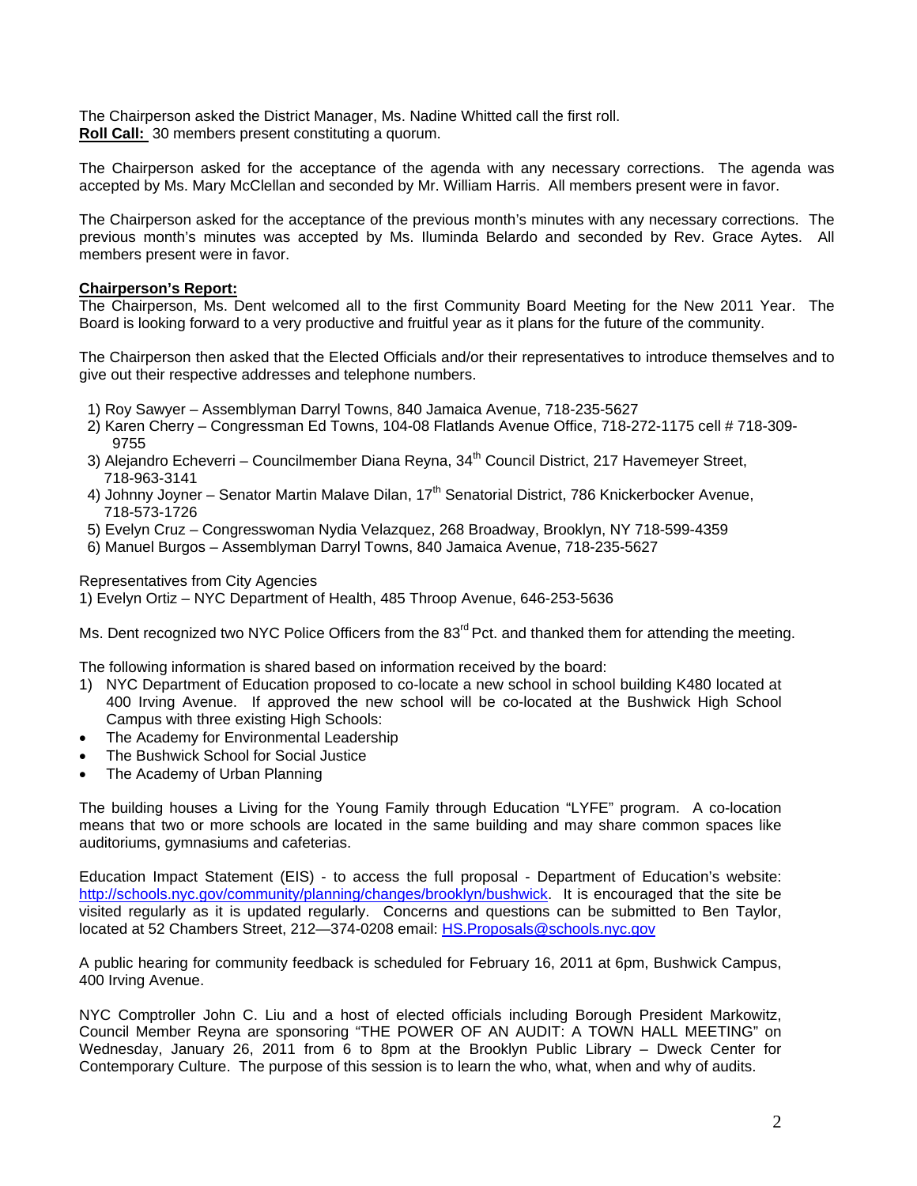The Chairperson asked the District Manager, Ms. Nadine Whitted call the first roll.
**Roll Call:** 30 members present constituting a quorum.

The Chairperson asked for the acceptance of the agenda with any necessary corrections. The agenda was accepted by Ms. Mary McClellan and seconded by Mr. William Harris. All members present were in favor.

The Chairperson asked for the acceptance of the previous month's minutes with any necessary corrections. The previous month's minutes was accepted by Ms. Iluminda Belardo and seconded by Rev. Grace Aytes. All members present were in favor.

**Chairperson's Report:**
The Chairperson, Ms. Dent welcomed all to the first Community Board Meeting for the New 2011 Year. The Board is looking forward to a very productive and fruitful year as it plans for the future of the community.

The Chairperson then asked that the Elected Officials and/or their representatives to introduce themselves and to give out their respective addresses and telephone numbers.

1) Roy Sawyer – Assemblyman Darryl Towns, 840 Jamaica Avenue, 718-235-5627
2) Karen Cherry – Congressman Ed Towns, 104-08 Flatlands Avenue Office, 718-272-1175 cell # 718-309-9755
3) Alejandro Echeverri – Councilmember Diana Reyna, 34th Council District, 217 Havemeyer Street, 718-963-3141
4) Johnny Joyner – Senator Martin Malave Dilan, 17th Senatorial District, 786 Knickerbocker Avenue, 718-573-1726
5) Evelyn Cruz – Congresswoman Nydia Velazquez, 268 Broadway, Brooklyn, NY 718-599-4359
6) Manuel Burgos – Assemblyman Darryl Towns, 840 Jamaica Avenue, 718-235-5627

Representatives from City Agencies
1) Evelyn Ortiz – NYC Department of Health, 485 Throop Avenue, 646-253-5636

Ms. Dent recognized two NYC Police Officers from the 83rd Pct. and thanked them for attending the meeting.

The following information is shared based on information received by the board:
1) NYC Department of Education proposed to co-locate a new school in school building K480 located at 400 Irving Avenue. If approved the new school will be co-located at the Bushwick High School Campus with three existing High Schools:
- The Academy for Environmental Leadership
- The Bushwick School for Social Justice
- The Academy of Urban Planning

The building houses a Living for the Young Family through Education "LYFE" program. A co-location means that two or more schools are located in the same building and may share common spaces like auditoriums, gymnasiums and cafeterias.

Education Impact Statement (EIS) - to access the full proposal - Department of Education's website: http://schools.nyc.gov/community/planning/changes/brooklyn/bushwick. It is encouraged that the site be visited regularly as it is updated regularly. Concerns and questions can be submitted to Ben Taylor, located at 52 Chambers Street, 212—374-0208 email: HS.Proposals@schools.nyc.gov

A public hearing for community feedback is scheduled for February 16, 2011 at 6pm, Bushwick Campus, 400 Irving Avenue.

NYC Comptroller John C. Liu and a host of elected officials including Borough President Markowitz, Council Member Reyna are sponsoring "THE POWER OF AN AUDIT: A TOWN HALL MEETING" on Wednesday, January 26, 2011 from 6 to 8pm at the Brooklyn Public Library – Dweck Center for Contemporary Culture. The purpose of this session is to learn the who, what, when and why of audits.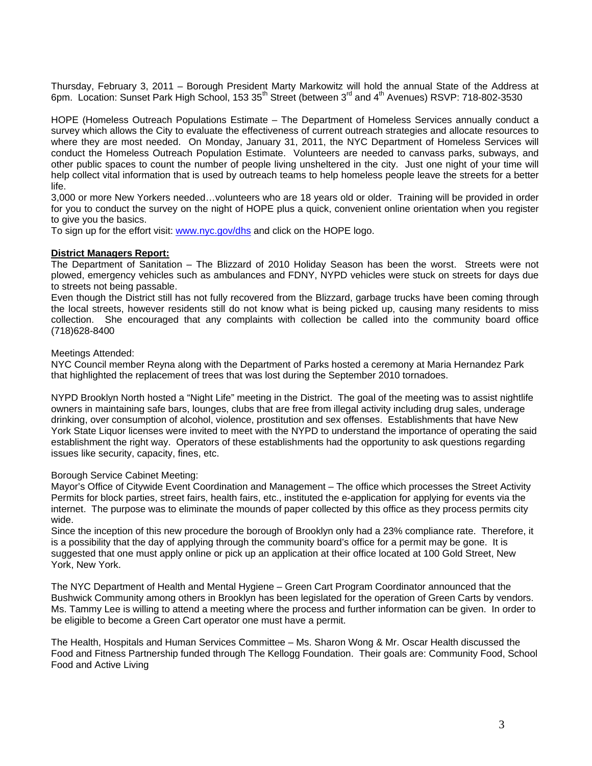Thursday, February 3, 2011 – Borough President Marty Markowitz will hold the annual State of the Address at 6pm. Location: Sunset Park High School, 153 35th Street (between 3rd and 4th Avenues) RSVP: 718-802-3530

HOPE (Homeless Outreach Populations Estimate – The Department of Homeless Services annually conduct a survey which allows the City to evaluate the effectiveness of current outreach strategies and allocate resources to where they are most needed. On Monday, January 31, 2011, the NYC Department of Homeless Services will conduct the Homeless Outreach Population Estimate. Volunteers are needed to canvass parks, subways, and other public spaces to count the number of people living unsheltered in the city. Just one night of your time will help collect vital information that is used by outreach teams to help homeless people leave the streets for a better life.

3,000 or more New Yorkers needed…volunteers who are 18 years old or older. Training will be provided in order for you to conduct the survey on the night of HOPE plus a quick, convenient online orientation when you register to give you the basics.

To sign up for the effort visit: www.nyc.gov/dhs and click on the HOPE logo.

**District Managers Report:**

The Department of Sanitation – The Blizzard of 2010 Holiday Season has been the worst. Streets were not plowed, emergency vehicles such as ambulances and FDNY, NYPD vehicles were stuck on streets for days due to streets not being passable.

Even though the District still has not fully recovered from the Blizzard, garbage trucks have been coming through the local streets, however residents still do not know what is being picked up, causing many residents to miss collection. She encouraged that any complaints with collection be called into the community board office (718)628-8400

Meetings Attended:

NYC Council member Reyna along with the Department of Parks hosted a ceremony at Maria Hernandez Park that highlighted the replacement of trees that was lost during the September 2010 tornadoes.

NYPD Brooklyn North hosted a "Night Life" meeting in the District. The goal of the meeting was to assist nightlife owners in maintaining safe bars, lounges, clubs that are free from illegal activity including drug sales, underage drinking, over consumption of alcohol, violence, prostitution and sex offenses. Establishments that have New York State Liquor licenses were invited to meet with the NYPD to understand the importance of operating the said establishment the right way. Operators of these establishments had the opportunity to ask questions regarding issues like security, capacity, fines, etc.

Borough Service Cabinet Meeting:

Mayor's Office of Citywide Event Coordination and Management – The office which processes the Street Activity Permits for block parties, street fairs, health fairs, etc., instituted the e-application for applying for events via the internet. The purpose was to eliminate the mounds of paper collected by this office as they process permits city wide.

Since the inception of this new procedure the borough of Brooklyn only had a 23% compliance rate. Therefore, it is a possibility that the day of applying through the community board's office for a permit may be gone. It is suggested that one must apply online or pick up an application at their office located at 100 Gold Street, New York, New York.

The NYC Department of Health and Mental Hygiene – Green Cart Program Coordinator announced that the Bushwick Community among others in Brooklyn has been legislated for the operation of Green Carts by vendors. Ms. Tammy Lee is willing to attend a meeting where the process and further information can be given. In order to be eligible to become a Green Cart operator one must have a permit.

The Health, Hospitals and Human Services Committee – Ms. Sharon Wong & Mr. Oscar Health discussed the Food and Fitness Partnership funded through The Kellogg Foundation. Their goals are: Community Food, School Food and Active Living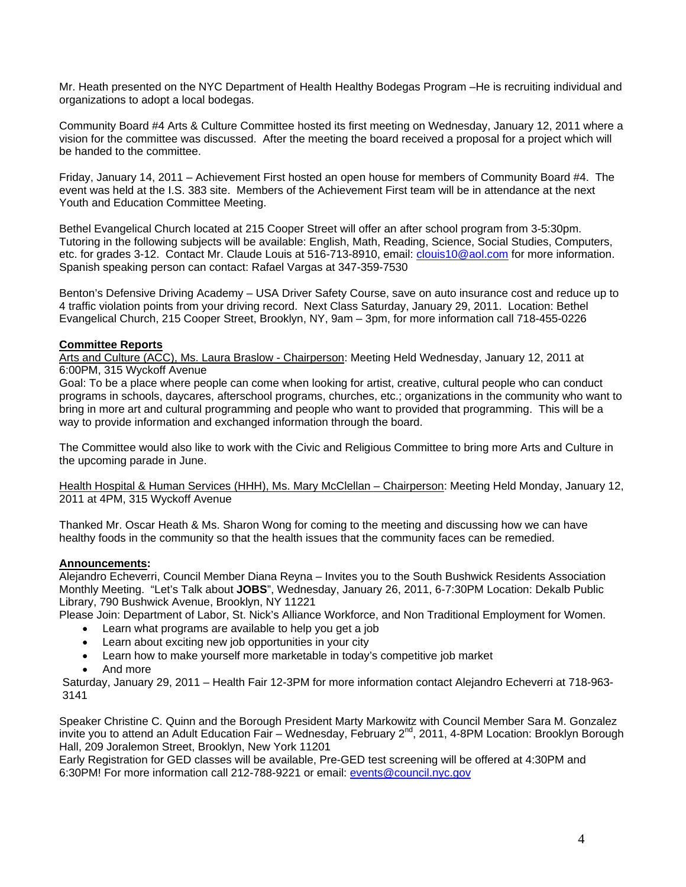Mr. Heath presented on the NYC Department of Health Healthy Bodegas Program –He is recruiting individual and organizations to adopt a local bodegas.

Community Board #4 Arts & Culture Committee hosted its first meeting on Wednesday, January 12, 2011 where a vision for the committee was discussed. After the meeting the board received a proposal for a project which will be handed to the committee.

Friday, January 14, 2011 – Achievement First hosted an open house for members of Community Board #4. The event was held at the I.S. 383 site. Members of the Achievement First team will be in attendance at the next Youth and Education Committee Meeting.

Bethel Evangelical Church located at 215 Cooper Street will offer an after school program from 3-5:30pm. Tutoring in the following subjects will be available: English, Math, Reading, Science, Social Studies, Computers, etc. for grades 3-12. Contact Mr. Claude Louis at 516-713-8910, email: clouis10@aol.com for more information. Spanish speaking person can contact: Rafael Vargas at 347-359-7530

Benton's Defensive Driving Academy – USA Driver Safety Course, save on auto insurance cost and reduce up to 4 traffic violation points from your driving record. Next Class Saturday, January 29, 2011. Location: Bethel Evangelical Church, 215 Cooper Street, Brooklyn, NY, 9am – 3pm, for more information call 718-455-0226

**Committee Reports**

Arts and Culture (ACC), Ms. Laura Braslow - Chairperson: Meeting Held Wednesday, January 12, 2011 at 6:00PM, 315 Wyckoff Avenue

Goal: To be a place where people can come when looking for artist, creative, cultural people who can conduct programs in schools, daycares, afterschool programs, churches, etc.; organizations in the community who want to bring in more art and cultural programming and people who want to provided that programming. This will be a way to provide information and exchanged information through the board.

The Committee would also like to work with the Civic and Religious Committee to bring more Arts and Culture in the upcoming parade in June.

Health Hospital & Human Services (HHH), Ms. Mary McClellan – Chairperson: Meeting Held Monday, January 12, 2011 at 4PM, 315 Wyckoff Avenue

Thanked Mr. Oscar Heath & Ms. Sharon Wong for coming to the meeting and discussing how we can have healthy foods in the community so that the health issues that the community faces can be remedied.

**Announcements:**

Alejandro Echeverri, Council Member Diana Reyna – Invites you to the South Bushwick Residents Association Monthly Meeting. "Let's Talk about **JOBS**", Wednesday, January 26, 2011, 6-7:30PM Location: Dekalb Public Library, 790 Bushwick Avenue, Brooklyn, NY 11221

Please Join: Department of Labor, St. Nick's Alliance Workforce, and Non Traditional Employment for Women.

- Learn what programs are available to help you get a job
- Learn about exciting new job opportunities in your city
- Learn how to make yourself more marketable in today's competitive job market
- And more

Saturday, January 29, 2011 – Health Fair 12-3PM for more information contact Alejandro Echeverri at 718-963-3141

Speaker Christine C. Quinn and the Borough President Marty Markowitz with Council Member Sara M. Gonzalez invite you to attend an Adult Education Fair – Wednesday, February 2nd, 2011, 4-8PM Location: Brooklyn Borough Hall, 209 Joralemon Street, Brooklyn, New York 11201

Early Registration for GED classes will be available, Pre-GED test screening will be offered at 4:30PM and 6:30PM! For more information call 212-788-9221 or email: events@council.nyc.gov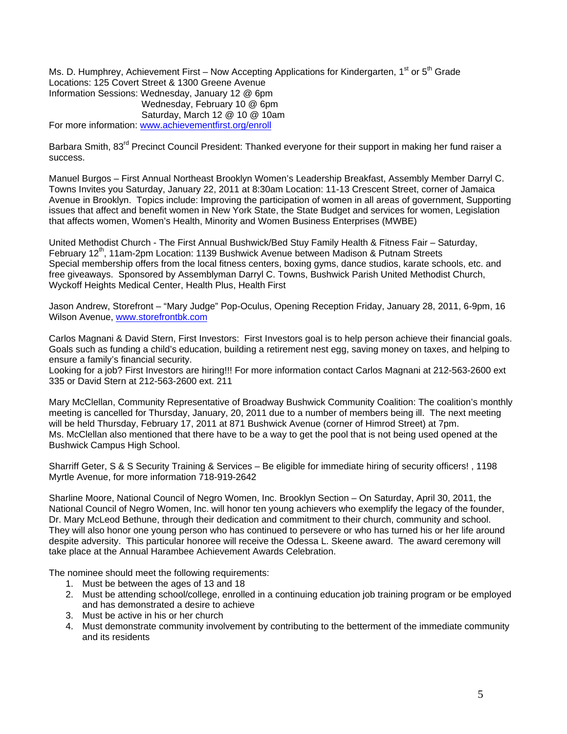Ms. D. Humphrey, Achievement First – Now Accepting Applications for Kindergarten, 1st or 5th Grade
Locations: 125 Covert Street & 1300 Greene Avenue
Information Sessions: Wednesday, January 12 @ 6pm
Wednesday, February 10 @ 6pm
Saturday, March 12 @ 10 @ 10am
For more information: www.achievementfirst.org/enroll

Barbara Smith, 83rd Precinct Council President: Thanked everyone for their support in making her fund raiser a success.

Manuel Burgos – First Annual Northeast Brooklyn Women's Leadership Breakfast, Assembly Member Darryl C. Towns Invites you Saturday, January 22, 2011 at 8:30am Location: 11-13 Crescent Street, corner of Jamaica Avenue in Brooklyn. Topics include: Improving the participation of women in all areas of government, Supporting issues that affect and benefit women in New York State, the State Budget and services for women, Legislation that affects women, Women's Health, Minority and Women Business Enterprises (MWBE)

United Methodist Church - The First Annual Bushwick/Bed Stuy Family Health & Fitness Fair – Saturday, February 12th, 11am-2pm Location: 1139 Bushwick Avenue between Madison & Putnam Streets
Special membership offers from the local fitness centers, boxing gyms, dance studios, karate schools, etc. and free giveaways. Sponsored by Assemblyman Darryl C. Towns, Bushwick Parish United Methodist Church, Wyckoff Heights Medical Center, Health Plus, Health First

Jason Andrew, Storefront – "Mary Judge" Pop-Oculus, Opening Reception Friday, January 28, 2011, 6-9pm, 16 Wilson Avenue, www.storefrontbk.com

Carlos Magnani & David Stern, First Investors: First Investors goal is to help person achieve their financial goals. Goals such as funding a child's education, building a retirement nest egg, saving money on taxes, and helping to ensure a family's financial security.
Looking for a job? First Investors are hiring!!! For more information contact Carlos Magnani at 212-563-2600 ext 335 or David Stern at 212-563-2600 ext. 211

Mary McClellan, Community Representative of Broadway Bushwick Community Coalition: The coalition's monthly meeting is cancelled for Thursday, January, 20, 2011 due to a number of members being ill. The next meeting will be held Thursday, February 17, 2011 at 871 Bushwick Avenue (corner of Himrod Street) at 7pm.
Ms. McClellan also mentioned that there have to be a way to get the pool that is not being used opened at the Bushwick Campus High School.

Sharriff Geter, S & S Security Training & Services – Be eligible for immediate hiring of security officers! , 1198 Myrtle Avenue, for more information 718-919-2642

Sharline Moore, National Council of Negro Women, Inc. Brooklyn Section – On Saturday, April 30, 2011, the National Council of Negro Women, Inc. will honor ten young achievers who exemplify the legacy of the founder, Dr. Mary McLeod Bethune, through their dedication and commitment to their church, community and school. They will also honor one young person who has continued to persevere or who has turned his or her life around despite adversity. This particular honoree will receive the Odessa L. Skeene award. The award ceremony will take place at the Annual Harambee Achievement Awards Celebration.

The nominee should meet the following requirements:

1. Must be between the ages of 13 and 18
2. Must be attending school/college, enrolled in a continuing education job training program or be employed and has demonstrated a desire to achieve
3. Must be active in his or her church
4. Must demonstrate community involvement by contributing to the betterment of the immediate community and its residents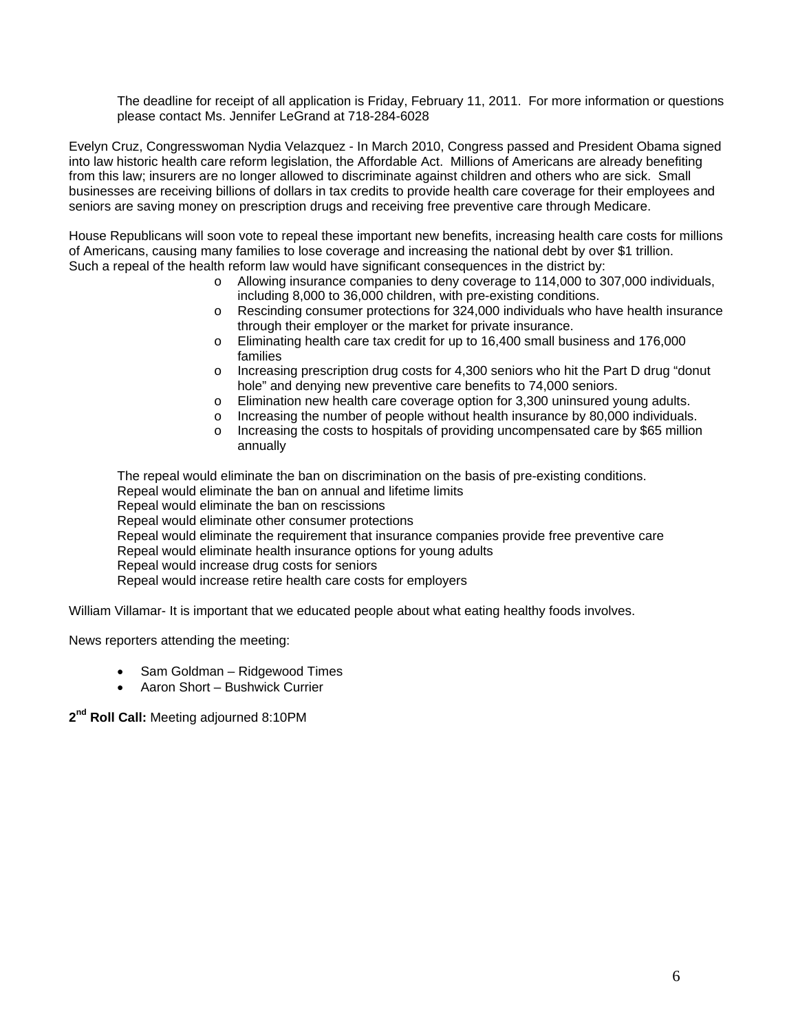The deadline for receipt of all application is Friday, February 11, 2011. For more information or questions please contact Ms. Jennifer LeGrand at 718-284-6028

Evelyn Cruz, Congresswoman Nydia Velazquez - In March 2010, Congress passed and President Obama signed into law historic health care reform legislation, the Affordable Act. Millions of Americans are already benefiting from this law; insurers are no longer allowed to discriminate against children and others who are sick. Small businesses are receiving billions of dollars in tax credits to provide health care coverage for their employees and seniors are saving money on prescription drugs and receiving free preventive care through Medicare.

House Republicans will soon vote to repeal these important new benefits, increasing health care costs for millions of Americans, causing many families to lose coverage and increasing the national debt by over $1 trillion. Such a repeal of the health reform law would have significant consequences in the district by:

- Allowing insurance companies to deny coverage to 114,000 to 307,000 individuals, including 8,000 to 36,000 children, with pre-existing conditions.
- Rescinding consumer protections for 324,000 individuals who have health insurance through their employer or the market for private insurance.
- Eliminating health care tax credit for up to 16,400 small business and 176,000 families
- Increasing prescription drug costs for 4,300 seniors who hit the Part D drug "donut hole" and denying new preventive care benefits to 74,000 seniors.
- Elimination new health care coverage option for 3,300 uninsured young adults.
- Increasing the number of people without health insurance by 80,000 individuals.
- Increasing the costs to hospitals of providing uncompensated care by $65 million annually

The repeal would eliminate the ban on discrimination on the basis of pre-existing conditions.
Repeal would eliminate the ban on annual and lifetime limits
Repeal would eliminate the ban on rescissions
Repeal would eliminate other consumer protections
Repeal would eliminate the requirement that insurance companies provide free preventive care
Repeal would eliminate health insurance options for young adults
Repeal would increase drug costs for seniors
Repeal would increase retire health care costs for employers

William Villamar- It is important that we educated people about what eating healthy foods involves.

News reporters attending the meeting:

- Sam Goldman – Ridgewood Times
- Aaron Short – Bushwick Currier

**2nd Roll Call:** Meeting adjourned 8:10PM